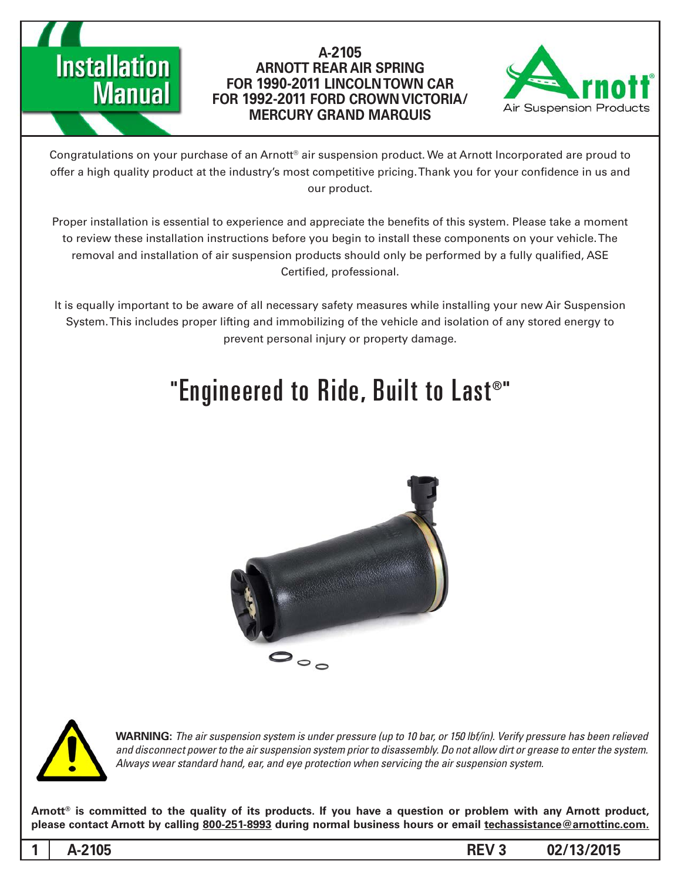# Installation Manual

## A-2105
## ARNOTT REAR AIR SPRING
## FOR 1990-2011 LINCOLN TOWN CAR
## FOR 1992-2011 FORD CROWN VICTORIA/ MERCURY GRAND MARQUIS

Arnott® Air Suspension Products

Congratulations on your purchase of an Arnott® air suspension product. We at Arnott Incorporated are proud to offer a high quality product at the industry's most competitive pricing. Thank you for your confidence in us and our product.

Proper installation is essential to experience and appreciate the benefits of this system. Please take a moment to review these installation instructions before you begin to install these components on your vehicle. The removal and installation of air suspension products should only be performed by a fully qualified, ASE Certified, professional.

It is equally important to be aware of all necessary safety measures while installing your new Air Suspension System. This includes proper lifting and immobilizing of the vehicle and isolation of any stored energy to prevent personal injury or property damage.

# "Engineered to Ride, Built to Last®"

**WARNING:** *The air suspension system is under pressure (up to 10 bar, or 150 lbf/in). Verify pressure has been relieved and disconnect power to the air suspension system prior to disassembly. Do not allow dirt or grease to enter the system. Always wear standard hand, ear, and eye protection when servicing the air suspension system.*

**Arnott® is committed to the quality of its products. If you have a question or problem with any Arnott product, please contact Arnott by calling 800-251-8993 during normal business hours or email techassistance@arnottinc.com.**

A-2105 REV 3 02/13/2015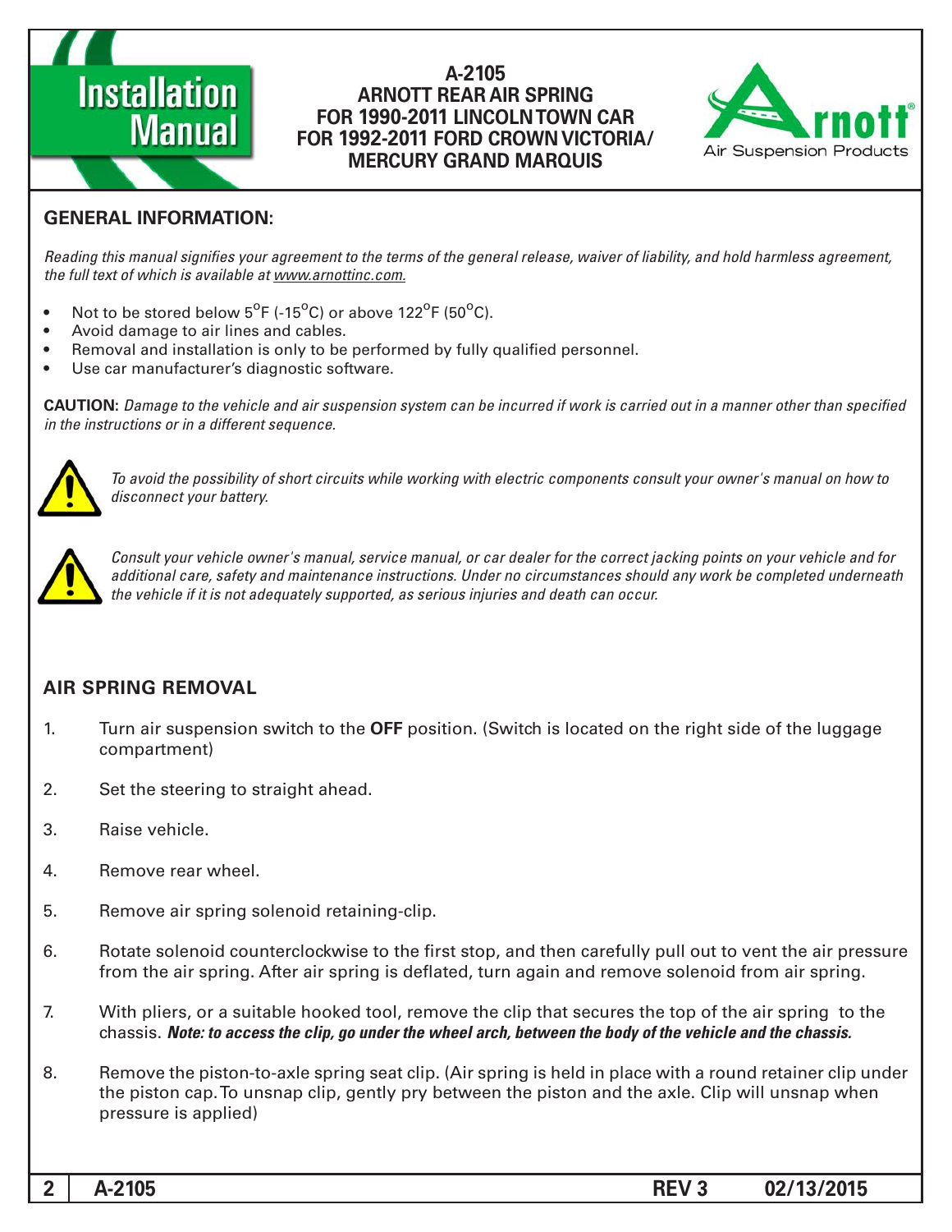# A-2105
## ARNOTT REAR AIR SPRING FOR 1990-2011 LINCOLN TOWN CAR FOR 1992-2011 FORD CROWN VICTORIA/ MERCURY GRAND MARQUIS

## GENERAL INFORMATION:

*Reading this manual signifies your agreement to the terms of the general release, waiver of liability, and hold harmless agreement, the full text of which is available at www.arnottinc.com.*

- Not to be stored below 5°F (-15°C) or above 122°F (50°C).
- Avoid damage to air lines and cables.
- Removal and installation is only to be performed by fully qualified personnel.
- Use car manufacturer's diagnostic software.

**CAUTION:** *Damage to the vehicle and air suspension system can be incurred if work is carried out in a manner other than specified in the instructions or in a different sequence.*

*To avoid the possibility of short circuits while working with electric components consult your owner's manual on how to disconnect your battery.*

*Consult your vehicle owner's manual, service manual, or car dealer for the correct jacking points on your vehicle and for additional care, safety and maintenance instructions. Under no circumstances should any work be completed underneath the vehicle if it is not adequately supported, as serious injuries and death can occur.*

## AIR SPRING REMOVAL

1. Turn air suspension switch to the **OFF** position. (Switch is located on the right side of the luggage compartment)
2. Set the steering to straight ahead.
3. Raise vehicle.
4. Remove rear wheel.
5. Remove air spring solenoid retaining-clip.
6. Rotate solenoid counterclockwise to the first stop, and then carefully pull out to vent the air pressure from the air spring. After air spring is deflated, turn again and remove solenoid from air spring.
7. With pliers, or a suitable hooked tool, remove the clip that secures the top of the air spring to the chassis. ***Note: to access the clip, go under the wheel arch, between the body of the vehicle and the chassis.***
8. Remove the piston-to-axle spring seat clip. (Air spring is held in place with a round retainer clip under the piston cap. To unsnap clip, gently pry between the piston and the axle. Clip will unsnap when pressure is applied)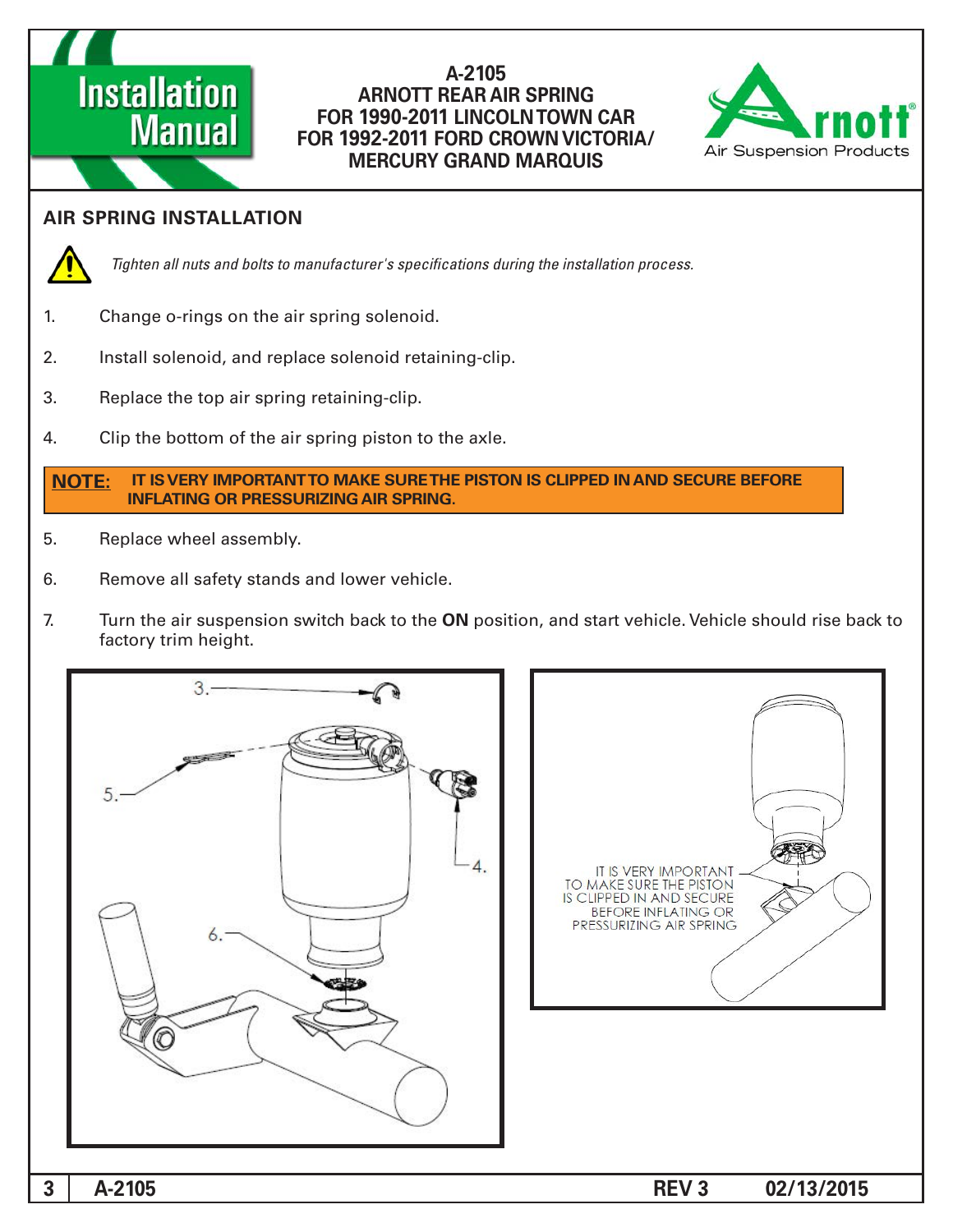# A-2105
## ARNOTT REAR AIR SPRING FOR 1990-2011 LINCOLN TOWN CAR FOR 1992-2011 FORD CROWN VICTORIA/ MERCURY GRAND MARQUIS

## AIR SPRING INSTALLATION

*Tighten all nuts and bolts to manufacturer's specifications during the installation process.*

1. Change o-rings on the air spring solenoid.
2. Install solenoid, and replace solenoid retaining-clip.
3. Replace the top air spring retaining-clip.
4. Clip the bottom of the air spring piston to the axle.

**NOTE: IT IS VERY IMPORTANT TO MAKE SURE THE PISTON IS CLIPPED IN AND SECURE BEFORE INFLATING OR PRESSURIZING AIR SPRING.**

5. Replace wheel assembly.
6. Remove all safety stands and lower vehicle.
7. Turn the air suspension switch back to the **ON** position, and start vehicle. Vehicle should rise back to factory trim height.

3.
5.
4.
6.

IT IS VERY IMPORTANT TO MAKE SURE THE PISTON IS CLIPPED IN AND SECURE BEFORE INFLATING OR PRESSURIZING AIR SPRING